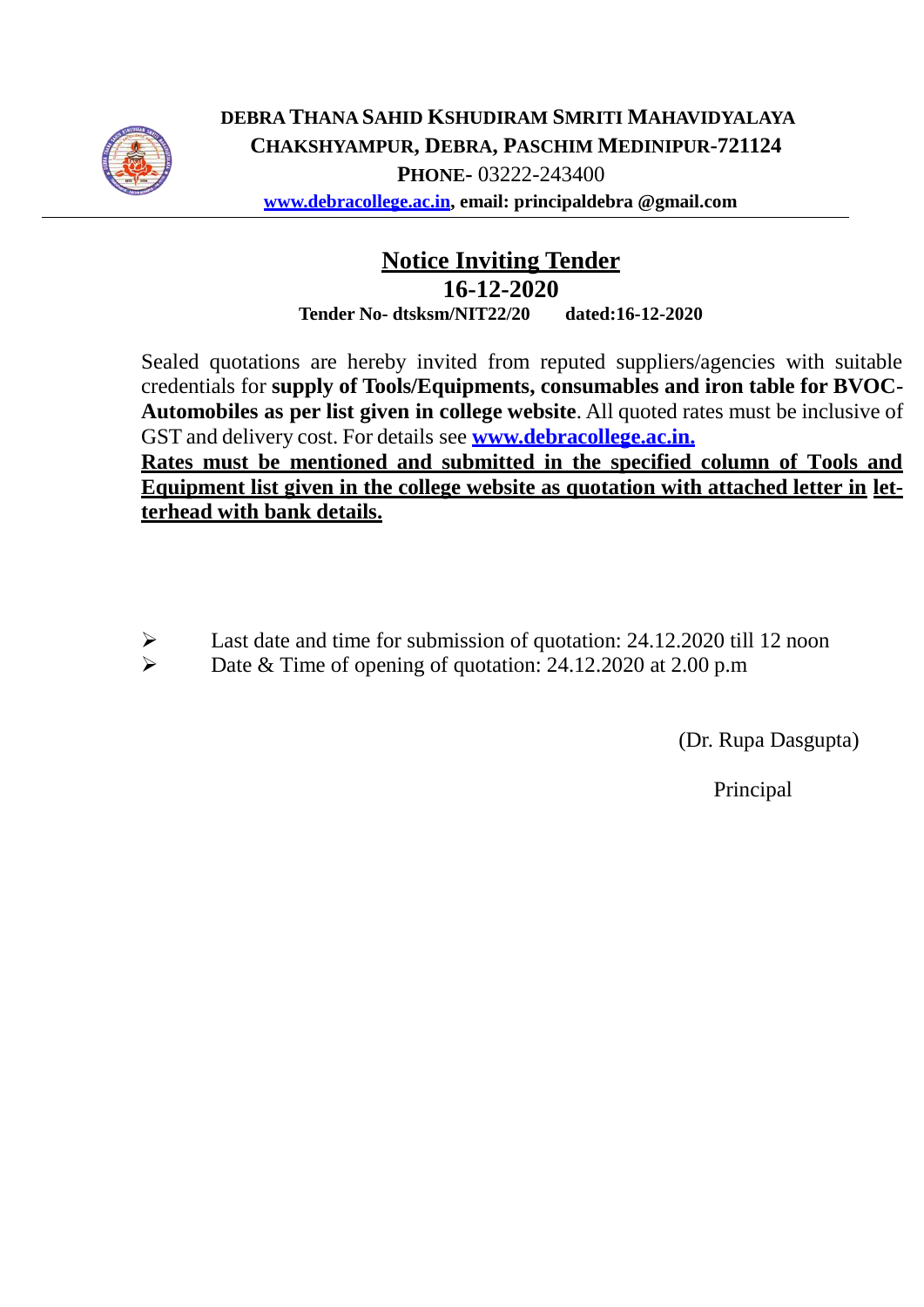**DEBRA THANA SAHID KSHUDIRAM SMRITI MAHAVIDYALAYA**
**CHAKSHYAMPUR, DEBRA, PASCHIM MEDINIPUR-721124**
**PHONE-** 03222-243400
**www.debracollege.ac.in, email: principaldebra @gmail.com**

---

# Notice Inviting Tender

## 16-12-2020

**Tender No- dtsksm/NIT22/20 dated:16-12-2020**

Sealed quotations are hereby invited from reputed suppliers/agencies with suitable credentials for **supply of Tools/Equipments, consumables and iron table for BVOC-Automobiles as per list given in college website**. All quoted rates must be inclusive of GST and delivery cost. For details see **www.debracollege.ac.in.**

**Rates must be mentioned and submitted in the specified column of Tools and Equipment list given in the college website as quotation with attached letter in letterhead with bank details.**

- Last date and time for submission of quotation: 24.12.2020 till 12 noon
- Date & Time of opening of quotation: 24.12.2020 at 2.00 p.m

(Dr. Rupa Dasgupta)

Principal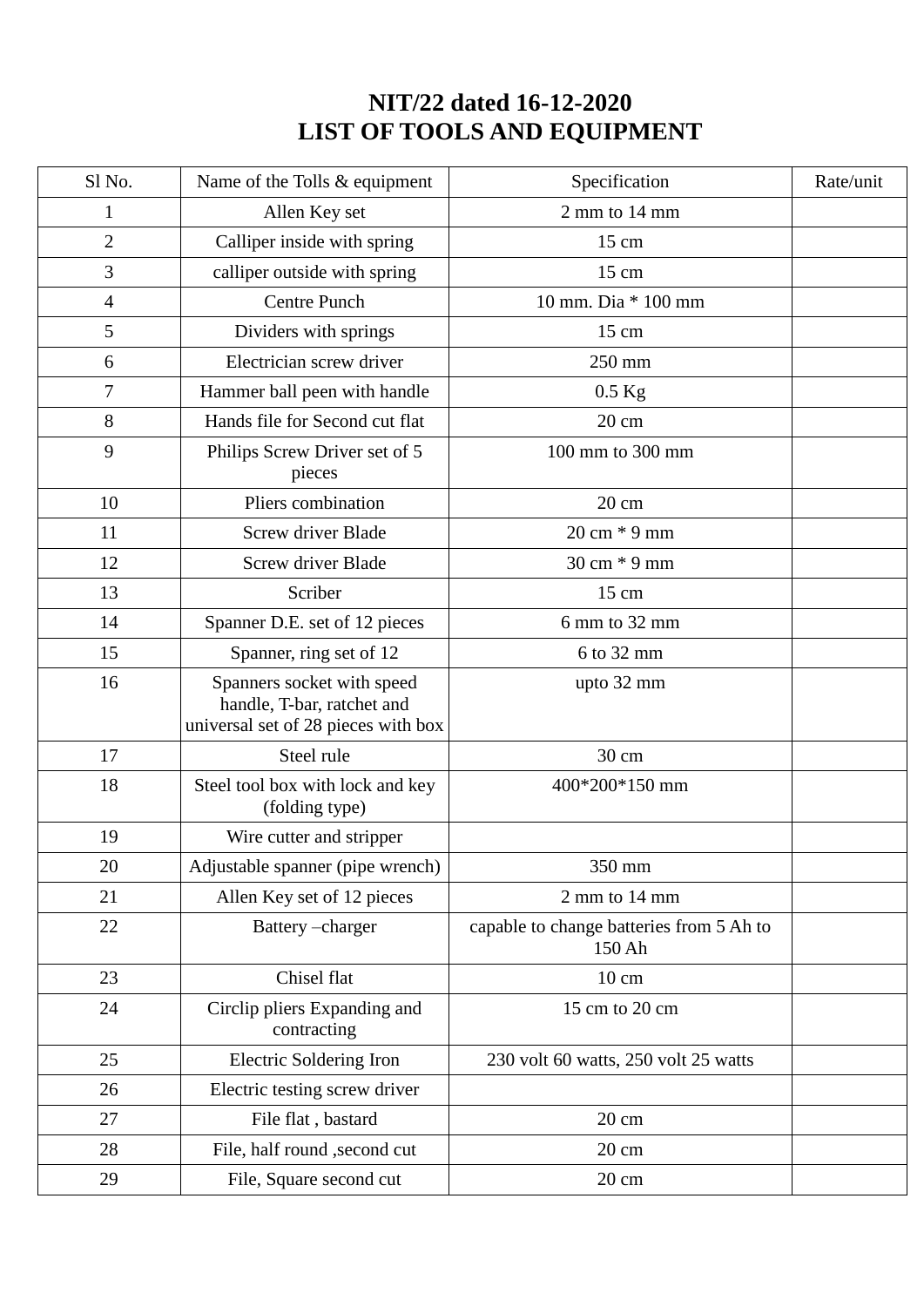# NIT/22 dated 16-12-2020
# LIST OF TOOLS AND EQUIPMENT

| Sl No. | Name of the Tolls & equipment | Specification | Rate/unit |
|---|---|---|---|
| 1 | Allen Key set | 2 mm to 14 mm | |
| 2 | Calliper inside with spring | 15 cm | |
| 3 | calliper outside with spring | 15 cm | |
| 4 | Centre Punch | 10 mm. Dia * 100 mm | |
| 5 | Dividers with springs | 15 cm | |
| 6 | Electrician screw driver | 250 mm | |
| 7 | Hammer ball peen with handle | 0.5 Kg | |
| 8 | Hands file for Second cut flat | 20 cm | |
| 9 | Philips Screw Driver set of 5 pieces | 100 mm to 300 mm | |
| 10 | Pliers combination | 20 cm | |
| 11 | Screw driver Blade | 20 cm * 9 mm | |
| 12 | Screw driver Blade | 30 cm * 9 mm | |
| 13 | Scriber | 15 cm | |
| 14 | Spanner D.E. set of 12 pieces | 6 mm to 32 mm | |
| 15 | Spanner, ring set of 12 | 6 to 32 mm | |
| 16 | Spanners socket with speed handle, T-bar, ratchet and universal set of 28 pieces with box | upto 32 mm | |
| 17 | Steel rule | 30 cm | |
| 18 | Steel tool box with lock and key (folding type) | 400*200*150 mm | |
| 19 | Wire cutter and stripper | | |
| 20 | Adjustable spanner (pipe wrench) | 350 mm | |
| 21 | Allen Key set of 12 pieces | 2 mm to 14 mm | |
| 22 | Battery –charger | capable to change batteries from 5 Ah to 150 Ah | |
| 23 | Chisel flat | 10 cm | |
| 24 | Circlip pliers Expanding and contracting | 15 cm to 20 cm | |
| 25 | Electric Soldering Iron | 230 volt 60 watts, 250 volt 25 watts | |
| 26 | Electric testing screw driver | | |
| 27 | File flat , bastard | 20 cm | |
| 28 | File, half round ,second cut | 20 cm | |
| 29 | File, Square second cut | 20 cm | |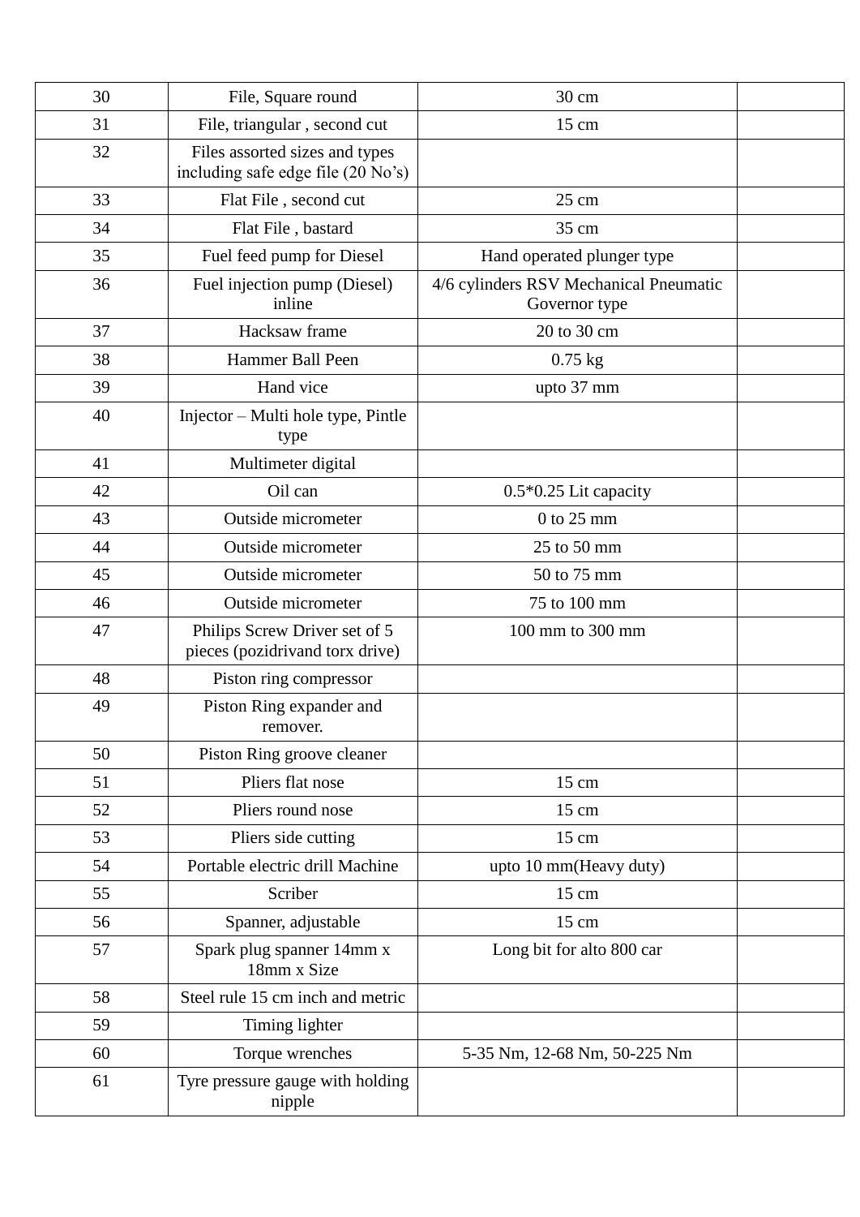| 30 | File, Square round | 30 cm | |
|---|---|---|---|
| 31 | File, triangular , second cut | 15 cm | |
| 32 | Files assorted sizes and types including safe edge file (20 No’s) | | |
| 33 | Flat File , second cut | 25 cm | |
| 34 | Flat File , bastard | 35 cm | |
| 35 | Fuel feed pump for Diesel | Hand operated plunger type | |
| 36 | Fuel injection pump (Diesel) inline | 4/6 cylinders RSV Mechanical Pneumatic Governor type | |
| 37 | Hacksaw frame | 20 to 30 cm | |
| 38 | Hammer Ball Peen | 0.75 kg | |
| 39 | Hand vice | upto 37 mm | |
| 40 | Injector – Multi hole type, Pintle type | | |
| 41 | Multimeter digital | | |
| 42 | Oil can | 0.5*0.25 Lit capacity | |
| 43 | Outside micrometer | 0 to 25 mm | |
| 44 | Outside micrometer | 25 to 50 mm | |
| 45 | Outside micrometer | 50 to 75 mm | |
| 46 | Outside micrometer | 75 to 100 mm | |
| 47 | Philips Screw Driver set of 5 pieces (pozidrivand torx drive) | 100 mm to 300 mm | |
| 48 | Piston ring compressor | | |
| 49 | Piston Ring expander and remover. | | |
| 50 | Piston Ring groove cleaner | | |
| 51 | Pliers flat nose | 15 cm | |
| 52 | Pliers round nose | 15 cm | |
| 53 | Pliers side cutting | 15 cm | |
| 54 | Portable electric drill Machine | upto 10 mm(Heavy duty) | |
| 55 | Scriber | 15 cm | |
| 56 | Spanner, adjustable | 15 cm | |
| 57 | Spark plug spanner 14mm x 18mm x Size | Long bit for alto 800 car | |
| 58 | Steel rule 15 cm inch and metric | | |
| 59 | Timing lighter | | |
| 60 | Torque wrenches | 5-35 Nm, 12-68 Nm, 50-225 Nm | |
| 61 | Tyre pressure gauge with holding nipple | | |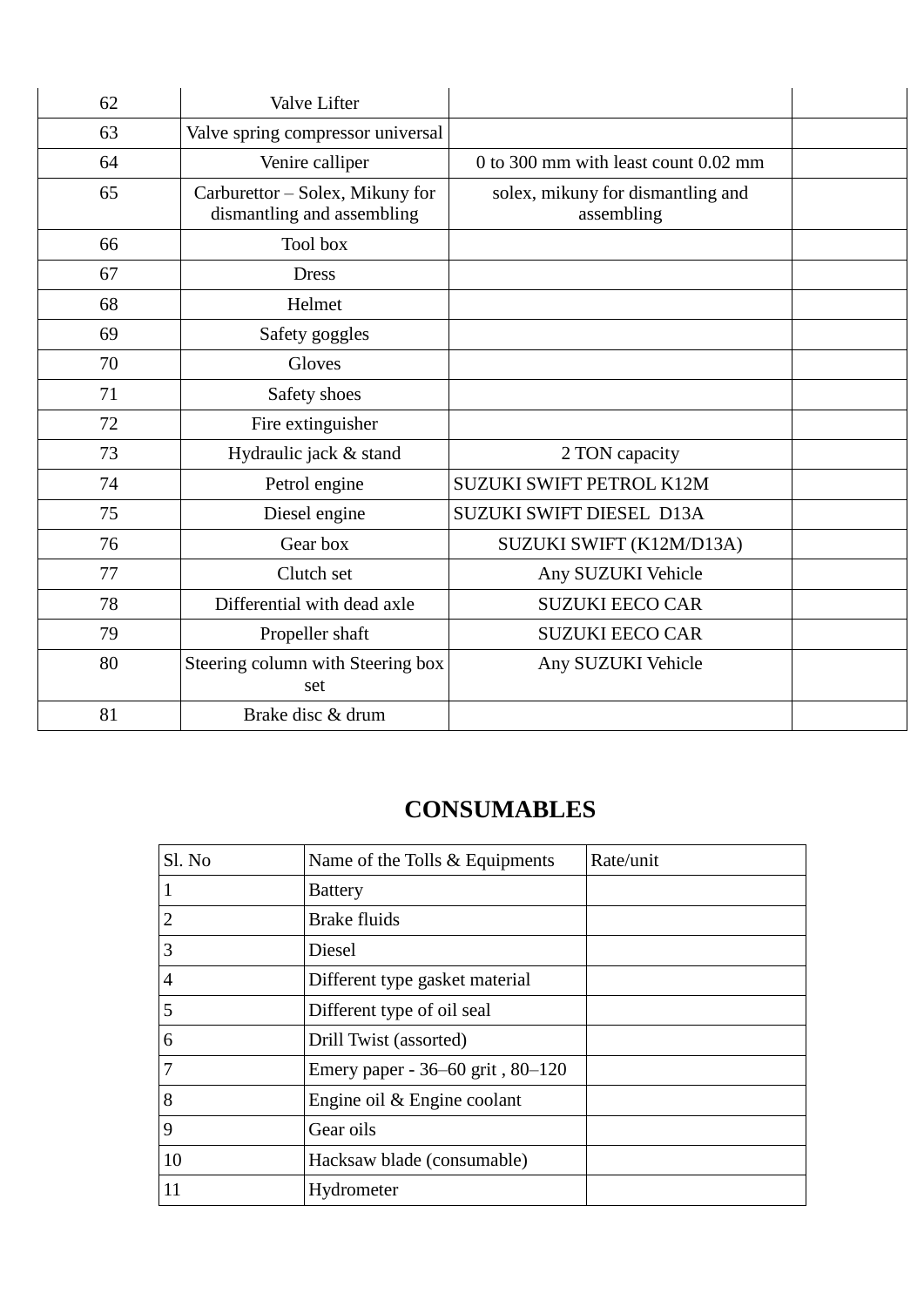| 62 | Valve Lifter | | |
|---|---|---|---|
| 63 | Valve spring compressor universal | | |
| 64 | Venire calliper | 0 to 300 mm with least count 0.02 mm | |
| 65 | Carburettor – Solex, Mikuny for dismantling and assembling | solex, mikuny for dismantling and assembling | |
| 66 | Tool box | | |
| 67 | Dress | | |
| 68 | Helmet | | |
| 69 | Safety goggles | | |
| 70 | Gloves | | |
| 71 | Safety shoes | | |
| 72 | Fire extinguisher | | |
| 73 | Hydraulic jack & stand | 2 TON capacity | |
| 74 | Petrol engine | SUZUKI SWIFT PETROL K12M | |
| 75 | Diesel engine | SUZUKI SWIFT DIESEL D13A | |
| 76 | Gear box | SUZUKI SWIFT (K12M/D13A) | |
| 77 | Clutch set | Any SUZUKI Vehicle | |
| 78 | Differential with dead axle | SUZUKI EECO CAR | |
| 79 | Propeller shaft | SUZUKI EECO CAR | |
| 80 | Steering column with Steering box set | Any SUZUKI Vehicle | |
| 81 | Brake disc & drum | | |

## CONSUMABLES

| Sl. No | Name of the Tolls & Equipments | Rate/unit |
|---|---|---|
| 1 | Battery | |
| 2 | Brake fluids | |
| 3 | Diesel | |
| 4 | Different type gasket material | |
| 5 | Different type of oil seal | |
| 6 | Drill Twist (assorted) | |
| 7 | Emery paper - 36–60 grit , 80–120 | |
| 8 | Engine oil & Engine coolant | |
| 9 | Gear oils | |
| 10 | Hacksaw blade (consumable) | |
| 11 | Hydrometer | |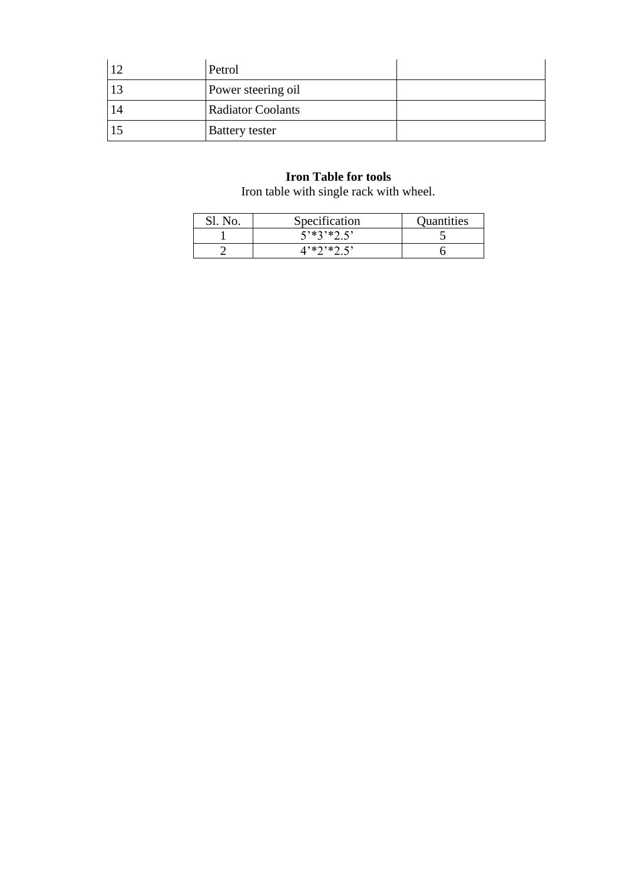| | | |
|---|---|---|
| 12 | Petrol | |
| 13 | Power steering oil | |
| 14 | Radiator Coolants | |
| 15 | Battery tester | |

**Iron Table for tools**

Iron table with single rack with wheel.

| Sl. No. | Specification | Quantities |
|---|---|---|
| 1 | 5’*3’*2.5’ | 5 |
| 2 | 4’*2’*2.5’ | 6 |